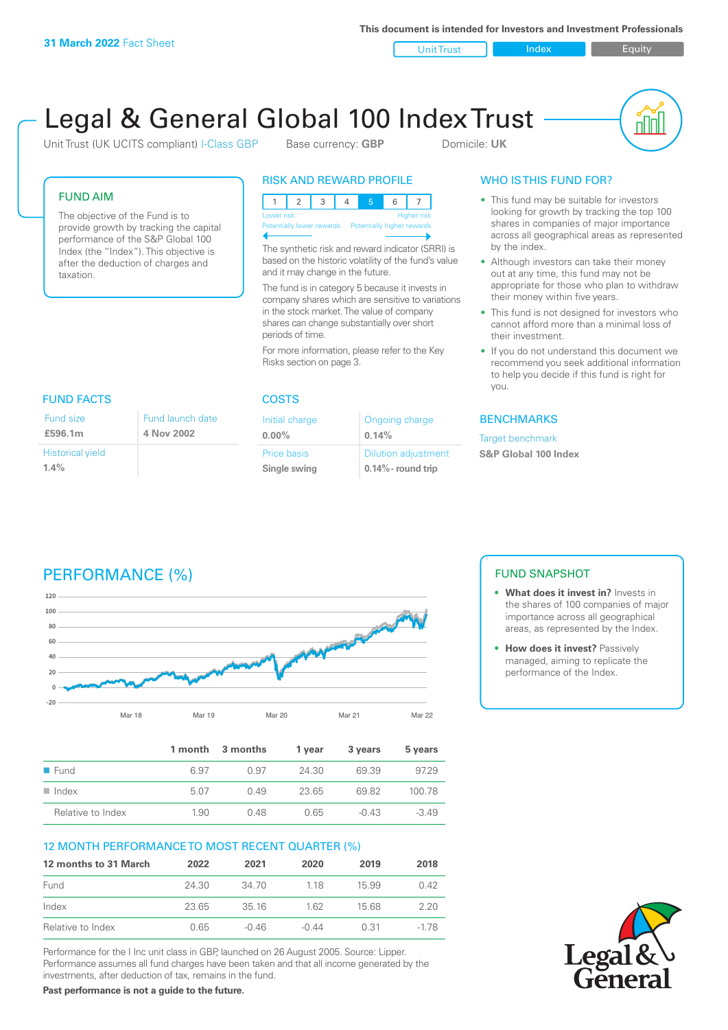**31 March 2022** Fact Sheet

This document is intended for Investors and Investment Professionals

Unit Trust | Index | Equity

# Legal & General Global 100 Index Trust

Unit Trust (UK UCITS compliant) I-Class GBP    Base currency: **GBP**    Domicile: **UK**

## FUND AIM

The objective of the Fund is to provide growth by tracking the capital performance of the S&P Global 100 Index (the "Index"). This objective is after the deduction of charges and taxation.

## RISK AND REWARD PROFILE

| 1 | 2 | 3 | 4 | 5 | 6 | 7 |
|---|---|---|---|---|---|---|

Lower risk — Potentially lower rewards | Higher risk — Potentially higher rewards

The synthetic risk and reward indicator (SRRI) is based on the historic volatility of the fund's value and it may change in the future.

The fund is in category 5 because it invests in company shares which are sensitive to variations in the stock market. The value of company shares can change substantially over short periods of time.

For more information, please refer to the Key Risks section on page 3.

## WHO IS THIS FUND FOR?

- This fund may be suitable for investors looking for growth by tracking the top 100 shares in companies of major importance across all geographical areas as represented by the index.
- Although investors can take their money out at any time, this fund may not be appropriate for those who plan to withdraw their money within five years.
- This fund is not designed for investors who cannot afford more than a minimal loss of their investment.
- If you do not understand this document we recommend you seek additional information to help you decide if this fund is right for you.

## FUND FACTS

| Fund size | Fund launch date |
|---|---|
| **£596.1m** | **4 Nov 2002** |
| Historical yield | |
| **1.4%** | |

## COSTS

| Initial charge | Ongoing charge |
|---|---|
| **0.00%** | **0.14%** |
| Price basis | Dilution adjustment |
| **Single swing** | **0.14% - round trip** |

## BENCHMARKS

Target benchmark

**S&P Global 100 Index**

## PERFORMANCE (%)

| | 1 month | 3 months | 1 year | 3 years | 5 years |
|---|---|---|---|---|---|
| Fund | 6.97 | 0.97 | 24.30 | 69.39 | 97.29 |
| Index | 5.07 | 0.49 | 23.65 | 69.82 | 100.78 |
| Relative to Index | 1.90 | 0.48 | 0.65 | -0.43 | -3.49 |

## FUND SNAPSHOT

- **What does it invest in?** Invests in the shares of 100 companies of major importance across all geographical areas, as represented by the Index.
- **How does it invest?** Passively managed, aiming to replicate the performance of the Index.

## 12 MONTH PERFORMANCE TO MOST RECENT QUARTER (%)

| 12 months to 31 March | 2022 | 2021 | 2020 | 2019 | 2018 |
|---|---|---|---|---|---|
| Fund | 24.30 | 34.70 | 1.18 | 15.99 | 0.42 |
| Index | 23.65 | 35.16 | 1.62 | 15.68 | 2.20 |
| Relative to Index | 0.65 | -0.46 | -0.44 | 0.31 | -1.78 |

Performance for the I Inc unit class in GBP, launched on 26 August 2005. Source: Lipper. Performance assumes all fund charges have been taken and that all income generated by the investments, after deduction of tax, remains in the fund.

**Past performance is not a guide to the future.**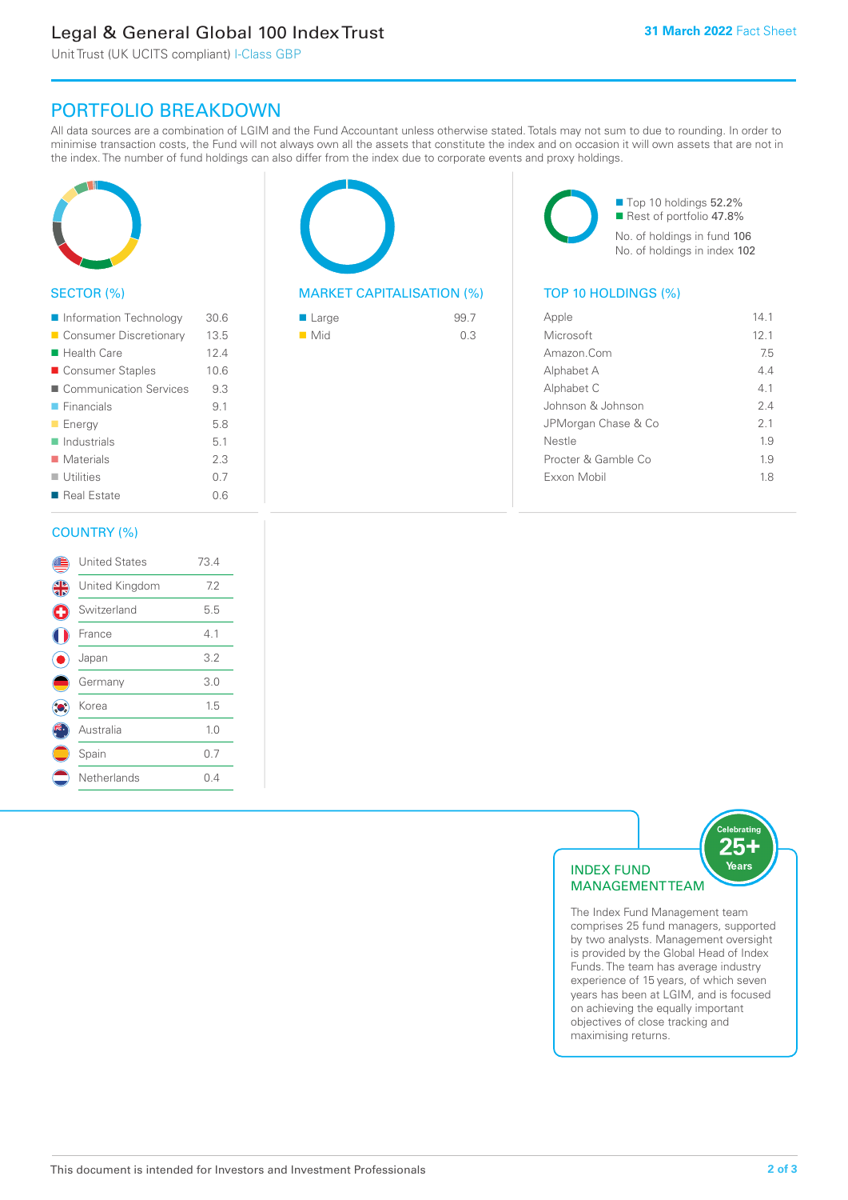# Legal & General Global 100 Index Trust

Unit Trust (UK UCITS compliant) I-Class GBP

31 March 2022 Fact Sheet

## PORTFOLIO BREAKDOWN

All data sources are a combination of LGIM and the Fund Accountant unless otherwise stated. Totals may not sum to due to rounding. In order to minimise transaction costs, the Fund will not always own all the assets that constitute the index and on occasion it will own assets that are not in the index. The number of fund holdings can also differ from the index due to corporate events and proxy holdings.

### SECTOR (%)

| Sector | % |
|---|---|
| Information Technology | 30.6 |
| Consumer Discretionary | 13.5 |
| Health Care | 12.4 |
| Consumer Staples | 10.6 |
| Communication Services | 9.3 |
| Financials | 9.1 |
| Energy | 5.8 |
| Industrials | 5.1 |
| Materials | 2.3 |
| Utilities | 0.7 |
| Real Estate | 0.6 |

### MARKET CAPITALISATION (%)

| Market Cap | % |
|---|---|
| Large | 99.7 |
| Mid | 0.3 |

Top 10 holdings 52.2%
Rest of portfolio 47.8%

No. of holdings in fund 106
No. of holdings in index 102

### TOP 10 HOLDINGS (%)

| Holding | % |
|---|---|
| Apple | 14.1 |
| Microsoft | 12.1 |
| Amazon.Com | 7.5 |
| Alphabet A | 4.4 |
| Alphabet C | 4.1 |
| Johnson & Johnson | 2.4 |
| JPMorgan Chase & Co | 2.1 |
| Nestle | 1.9 |
| Procter & Gamble Co | 1.9 |
| Exxon Mobil | 1.8 |

### COUNTRY (%)

| Country | % |
|---|---|
| United States | 73.4 |
| United Kingdom | 7.2 |
| Switzerland | 5.5 |
| France | 4.1 |
| Japan | 3.2 |
| Germany | 3.0 |
| Korea | 1.5 |
| Australia | 1.0 |
| Spain | 0.7 |
| Netherlands | 0.4 |

### INDEX FUND MANAGEMENT TEAM

Celebrating 25+ Years

The Index Fund Management team comprises 25 fund managers, supported by two analysts. Management oversight is provided by the Global Head of Index Funds. The team has average industry experience of 15 years, of which seven years has been at LGIM, and is focused on achieving the equally important objectives of close tracking and maximising returns.

This document is intended for Investors and Investment Professionals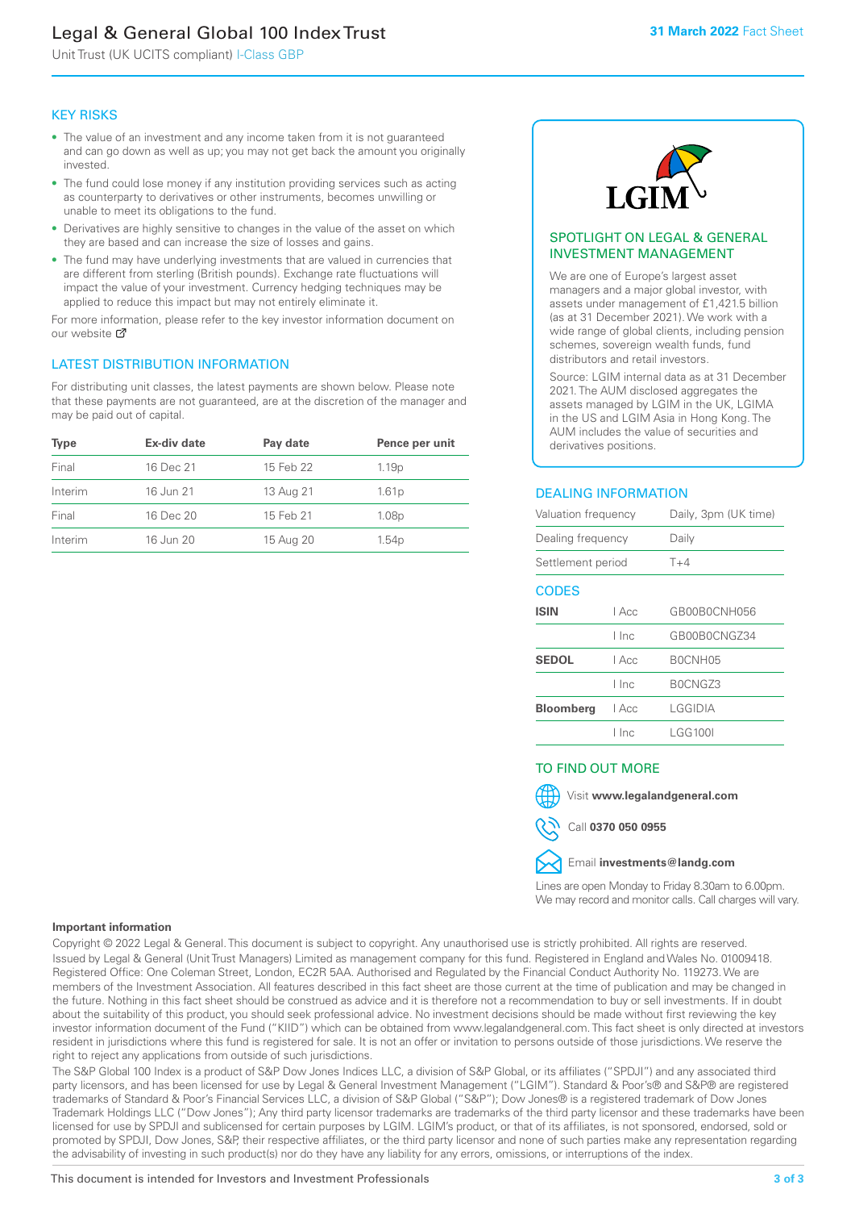# Legal & General Global 100 Index Trust

Unit Trust (UK UCITS compliant) I-Class GBP

31 March 2022 Fact Sheet

## KEY RISKS

- The value of an investment and any income taken from it is not guaranteed and can go down as well as up; you may not get back the amount you originally invested.
- The fund could lose money if any institution providing services such as acting as counterparty to derivatives or other instruments, becomes unwilling or unable to meet its obligations to the fund.
- Derivatives are highly sensitive to changes in the value of the asset on which they are based and can increase the size of losses and gains.
- The fund may have underlying investments that are valued in currencies that are different from sterling (British pounds). Exchange rate fluctuations will impact the value of your investment. Currency hedging techniques may be applied to reduce this impact but may not entirely eliminate it.

For more information, please refer to the key investor information document on our website

## LATEST DISTRIBUTION INFORMATION

For distributing unit classes, the latest payments are shown below. Please note that these payments are not guaranteed, are at the discretion of the manager and may be paid out of capital.

| Type | Ex-div date | Pay date | Pence per unit |
|---|---|---|---|
| Final | 16 Dec 21 | 15 Feb 22 | 1.19p |
| Interim | 16 Jun 21 | 13 Aug 21 | 1.61p |
| Final | 16 Dec 20 | 15 Feb 21 | 1.08p |
| Interim | 16 Jun 20 | 15 Aug 20 | 1.54p |

LGIM

## SPOTLIGHT ON LEGAL & GENERAL INVESTMENT MANAGEMENT

We are one of Europe's largest asset managers and a major global investor, with assets under management of £1,421.5 billion (as at 31 December 2021). We work with a wide range of global clients, including pension schemes, sovereign wealth funds, fund distributors and retail investors.

Source: LGIM internal data as at 31 December 2021. The AUM disclosed aggregates the assets managed by LGIM in the UK, LGIMA in the US and LGIM Asia in Hong Kong. The AUM includes the value of securities and derivatives positions.

## DEALING INFORMATION

| | |
|---|---|
| Valuation frequency | Daily, 3pm (UK time) |
| Dealing frequency | Daily |
| Settlement period | T+4 |

## CODES

| | | |
|---|---|---|
| **ISIN** | I Acc | GB00B0CNH056 |
| | I Inc | GB00B0CNGZ34 |
| **SEDOL** | I Acc | B0CNH05 |
| | I Inc | B0CNGZ3 |
| **Bloomberg** | I Acc | LGGIDIA |
| | I Inc | LGG100I |

## TO FIND OUT MORE

Visit **www.legalandgeneral.com**

Call **0370 050 0955**

Email **investments@landg.com**

Lines are open Monday to Friday 8.30am to 6.00pm. We may record and monitor calls. Call charges will vary.

**Important information**

Copyright © 2022 Legal & General. This document is subject to copyright. Any unauthorised use is strictly prohibited. All rights are reserved. Issued by Legal & General (Unit Trust Managers) Limited as management company for this fund. Registered in England and Wales No. 01009418. Registered Office: One Coleman Street, London, EC2R 5AA. Authorised and Regulated by the Financial Conduct Authority No. 119273. We are members of the Investment Association. All features described in this fact sheet are those current at the time of publication and may be changed in the future. Nothing in this fact sheet should be construed as advice and it is therefore not a recommendation to buy or sell investments. If in doubt about the suitability of this product, you should seek professional advice. No investment decisions should be made without first reviewing the key investor information document of the Fund ("KIID") which can be obtained from www.legalandgeneral.com. This fact sheet is only directed at investors resident in jurisdictions where this fund is registered for sale. It is not an offer or invitation to persons outside of those jurisdictions. We reserve the right to reject any applications from outside of such jurisdictions.

The S&P Global 100 Index is a product of S&P Dow Jones Indices LLC, a division of S&P Global, or its affiliates ("SPDJI") and any associated third party licensors, and has been licensed for use by Legal & General Investment Management ("LGIM"). Standard & Poor's® and S&P® are registered trademarks of Standard & Poor's Financial Services LLC, a division of S&P Global ("S&P"); Dow Jones® is a registered trademark of Dow Jones Trademark Holdings LLC ("Dow Jones"); Any third party licensor trademarks are trademarks of the third party licensor and these trademarks have been licensed for use by SPDJI and sublicensed for certain purposes by LGIM. LGIM's product, or that of its affiliates, is not sponsored, endorsed, sold or promoted by SPDJI, Dow Jones, S&P, their respective affiliates, or the third party licensor and none of such parties make any representation regarding the advisability of investing in such product(s) nor do they have any liability for any errors, omissions, or interruptions of the index.

This document is intended for Investors and Investment Professionals